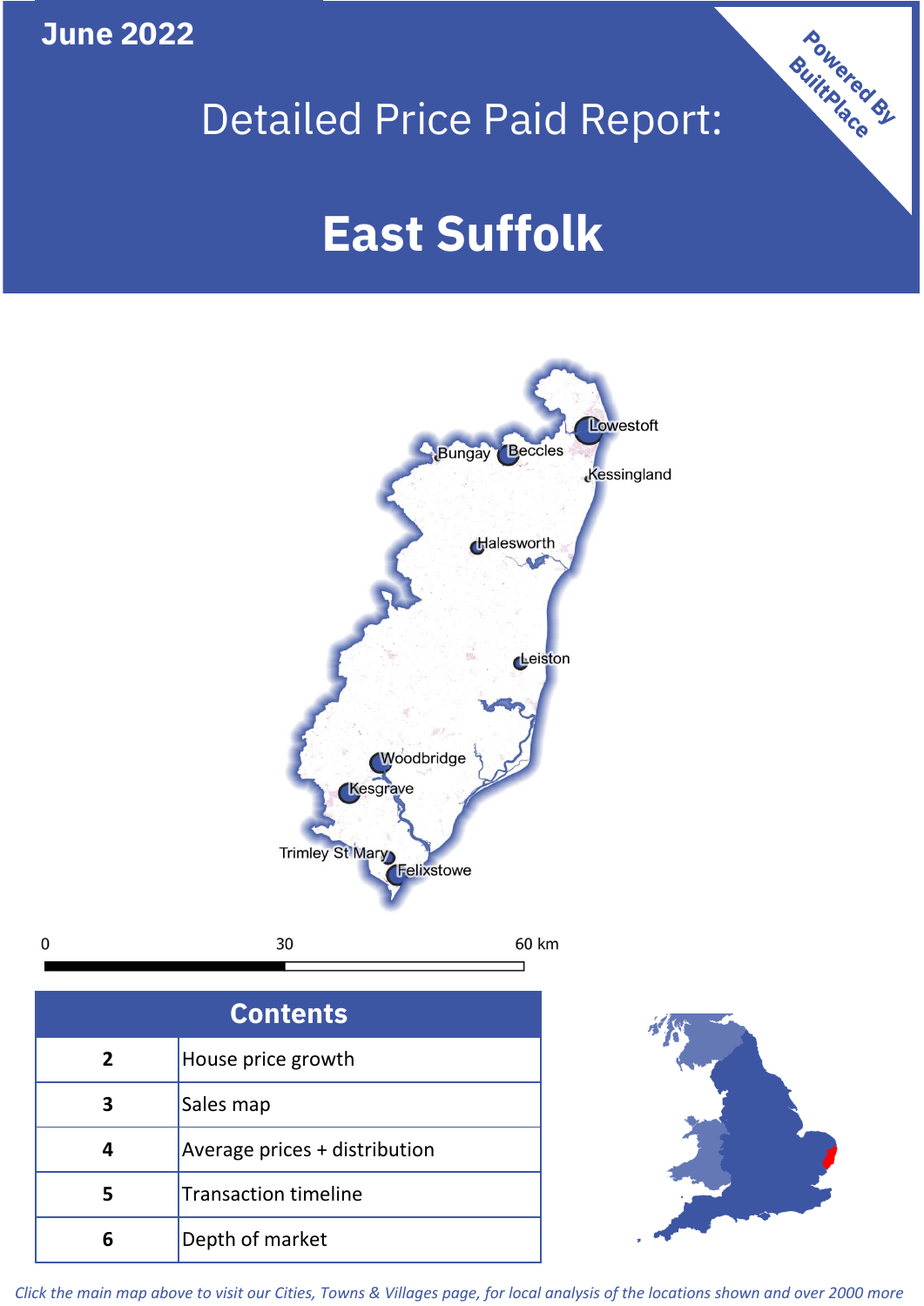June 2022

# Detailed Price Paid Report:

# East Suffolk

Powered By BuiltPlace

Lowestoft
Bungay
Beccles
Kessingland
Halesworth
Leiston
Woodbridge
Kesgrave
Trimley St Mary
Felixstowe

0 30 60 km

| Contents | |
|---|---|
| 2 | House price growth |
| 3 | Sales map |
| 4 | Average prices + distribution |
| 5 | Transaction timeline |
| 6 | Depth of market |

*Click the main map above to visit our Cities, Towns & Villages page, for local analysis of the locations shown and over 2000 more*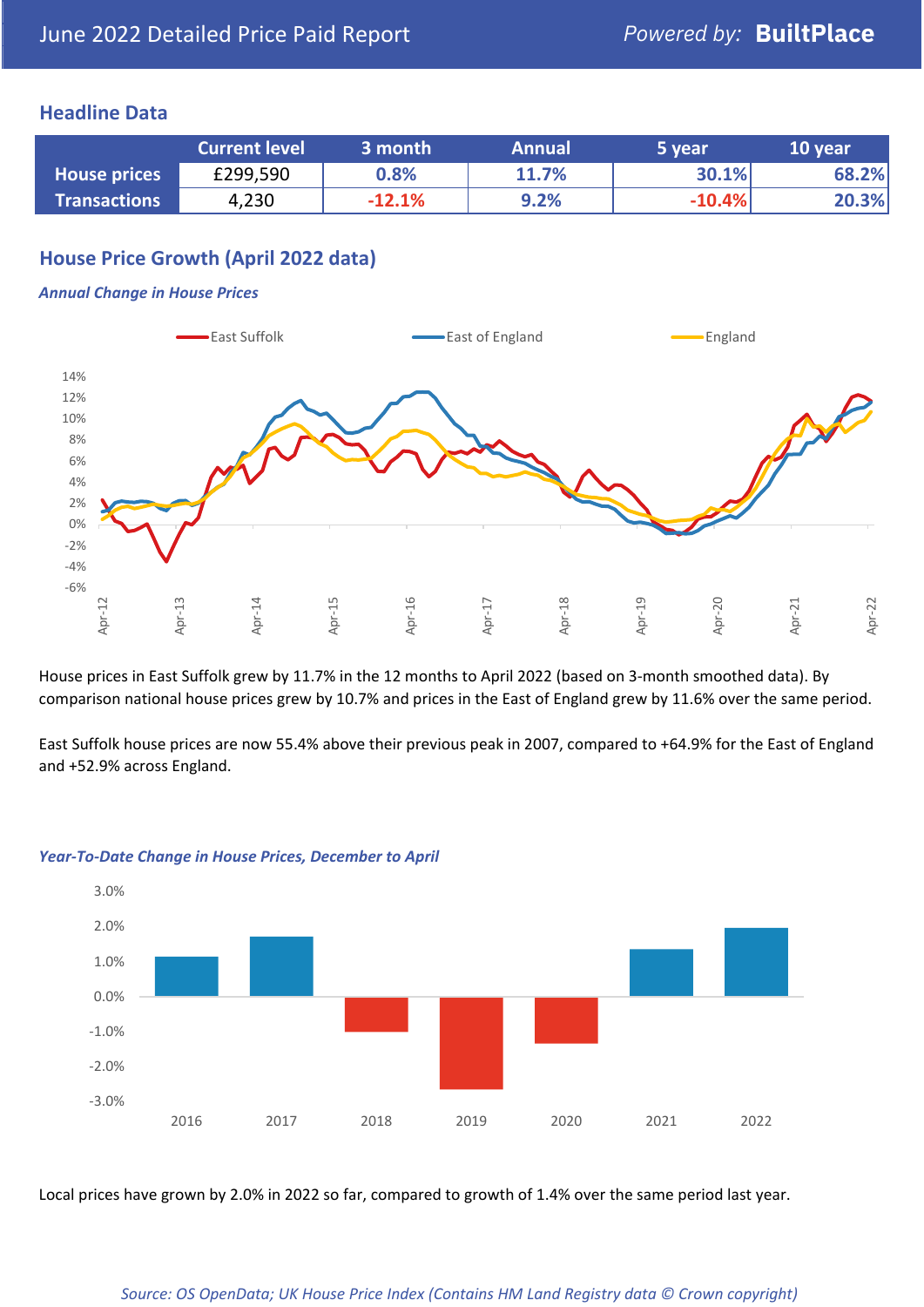# June 2022 Detailed Price Paid Report

Powered by: **BuiltPlace**

## Headline Data

| | Current level | 3 month | Annual | 5 year | 10 year |
|---|---|---|---|---|---|
| **House prices** | £299,590 | 0.8% | 11.7% | 30.1% | 68.2% |
| **Transactions** | 4,230 | -12.1% | 9.2% | -10.4% | 20.3% |

## House Price Growth (April 2022 data)

### *Annual Change in House Prices*

House prices in East Suffolk grew by 11.7% in the 12 months to April 2022 (based on 3-month smoothed data). By comparison national house prices grew by 10.7% and prices in the East of England grew by 11.6% over the same period.

East Suffolk house prices are now 55.4% above their previous peak in 2007, compared to +64.9% for the East of England and +52.9% across England.

### *Year-To-Date Change in House Prices, December to April*

Local prices have grown by 2.0% in 2022 so far, compared to growth of 1.4% over the same period last year.

*Source: OS OpenData; UK House Price Index (Contains HM Land Registry data © Crown copyright)*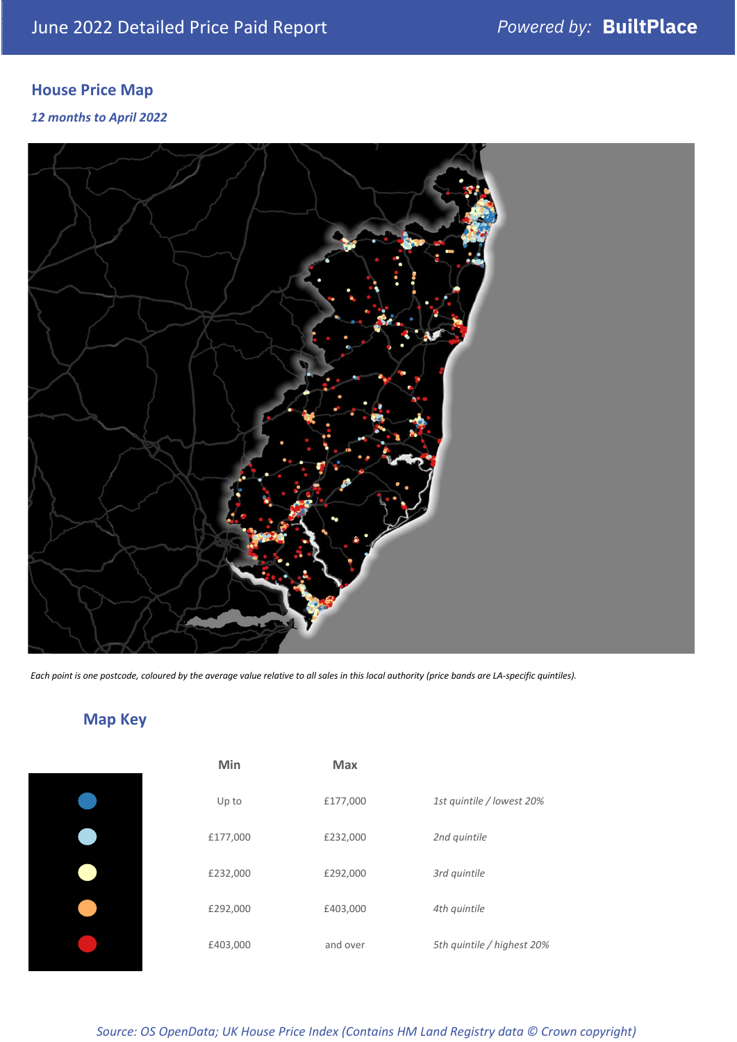June 2022 Detailed Price Paid Report

*Powered by:* **BuiltPlace**

## House Price Map

*12 months to April 2022*

*Each point is one postcode, coloured by the average value relative to all sales in this local authority (price bands are LA-specific quintiles).*

## Map Key

| | Min | Max | |
|---|---|---|---|
| | Up to | £177,000 | *1st quintile / lowest 20%* |
| | £177,000 | £232,000 | *2nd quintile* |
| | £232,000 | £292,000 | *3rd quintile* |
| | £292,000 | £403,000 | *4th quintile* |
| | £403,000 | and over | *5th quintile / highest 20%* |

*Source: OS OpenData; UK House Price Index (Contains HM Land Registry data © Crown copyright)*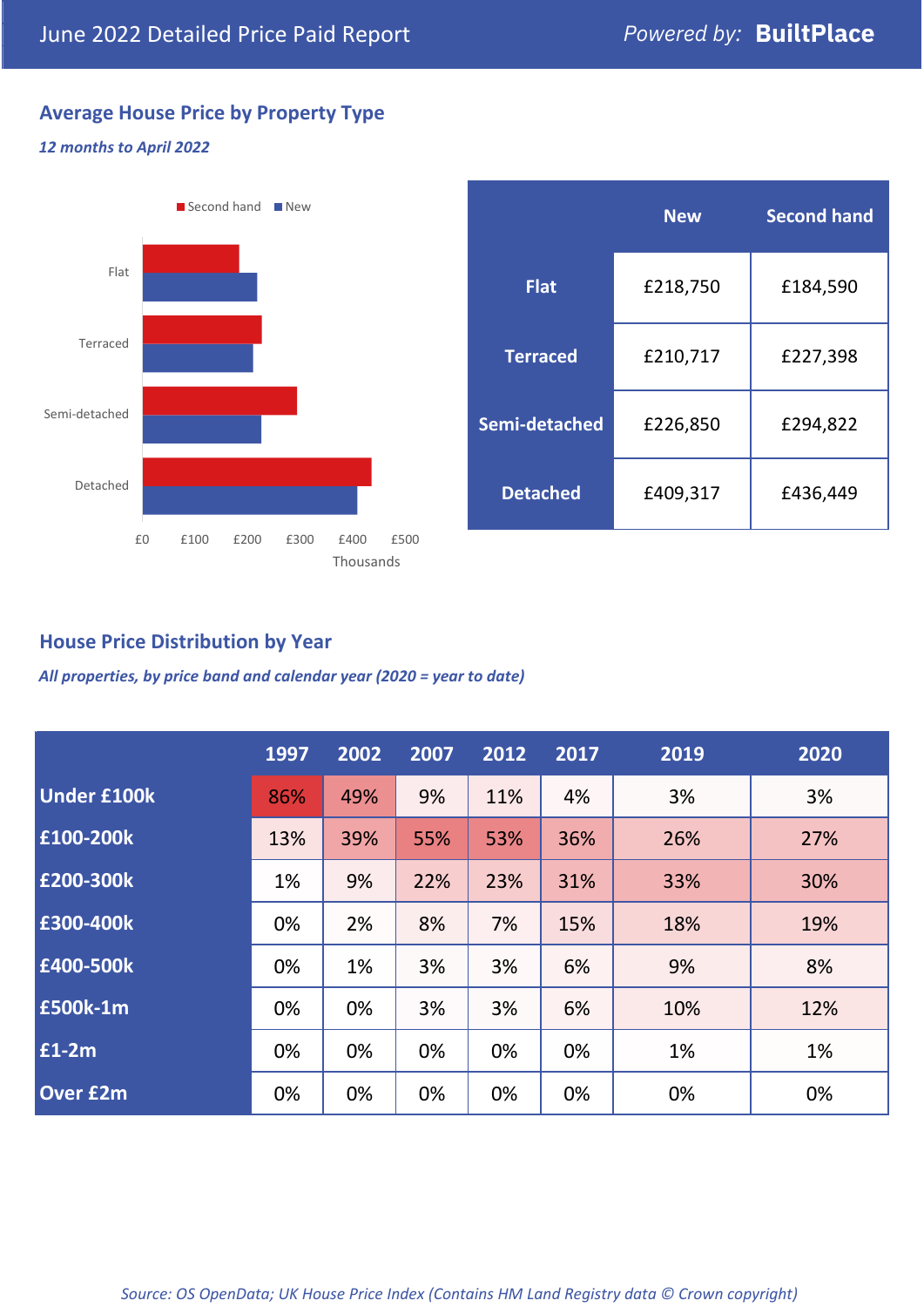# June 2022 Detailed Price Paid Report

Powered by: **BuiltPlace**

## Average House Price by Property Type

*12 months to April 2022*

Second hand | New

Flat

Terraced

Semi-detached

Detached

£0 £100 £200 £300 £400 £500

Thousands

| | New | Second hand |
|---|---|---|
| **Flat** | £218,750 | £184,590 |
| **Terraced** | £210,717 | £227,398 |
| **Semi-detached** | £226,850 | £294,822 |
| **Detached** | £409,317 | £436,449 |

## House Price Distribution by Year

*All properties, by price band and calendar year (2020 = year to date)*

| | 1997 | 2002 | 2007 | 2012 | 2017 | 2019 | 2020 |
|---|---|---|---|---|---|---|---|
| **Under £100k** | 86% | 49% | 9% | 11% | 4% | 3% | 3% |
| **£100-200k** | 13% | 39% | 55% | 53% | 36% | 26% | 27% |
| **£200-300k** | 1% | 9% | 22% | 23% | 31% | 33% | 30% |
| **£300-400k** | 0% | 2% | 8% | 7% | 15% | 18% | 19% |
| **£400-500k** | 0% | 1% | 3% | 3% | 6% | 9% | 8% |
| **£500k-1m** | 0% | 0% | 3% | 3% | 6% | 10% | 12% |
| **£1-2m** | 0% | 0% | 0% | 0% | 0% | 1% | 1% |
| **Over £2m** | 0% | 0% | 0% | 0% | 0% | 0% | 0% |

*Source: OS OpenData; UK House Price Index (Contains HM Land Registry data © Crown copyright)*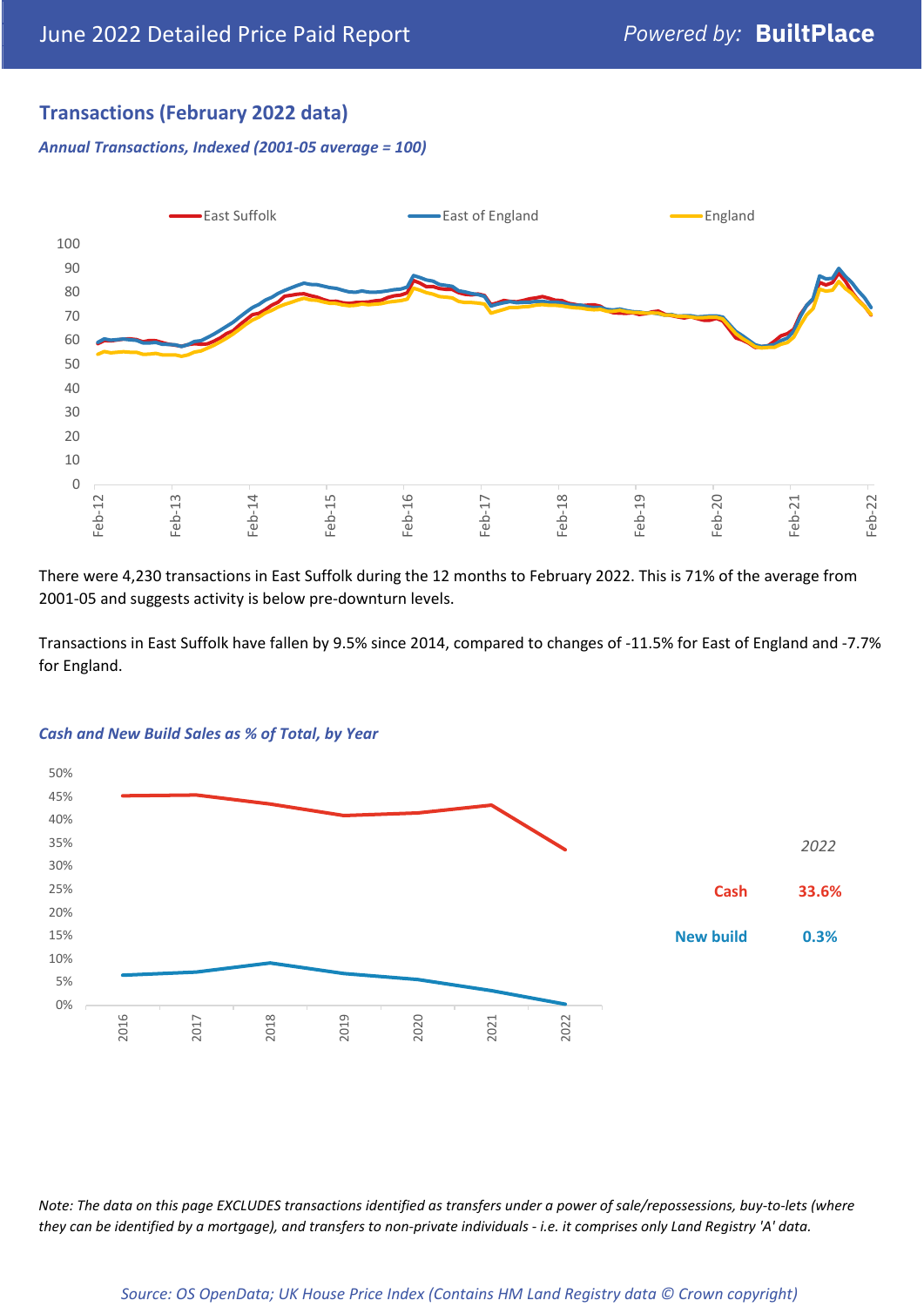## Transactions (February 2022 data)

***Annual Transactions, Indexed (2001-05 average = 100)***

There were 4,230 transactions in East Suffolk during the 12 months to February 2022. This is 71% of the average from 2001-05 and suggests activity is below pre-downturn levels.

Transactions in East Suffolk have fallen by 9.5% since 2014, compared to changes of -11.5% for East of England and -7.7% for England.

***Cash and New Build Sales as % of Total, by Year***

*2022*

| | |
|---|---|
| **Cash** | **33.6%** |
| **New build** | **0.3%** |

*Note: The data on this page EXCLUDES transactions identified as transfers under a power of sale/repossessions, buy-to-lets (where they can be identified by a mortgage), and transfers to non-private individuals - i.e. it comprises only Land Registry 'A' data.*

*Source: OS OpenData; UK House Price Index (Contains HM Land Registry data © Crown copyright)*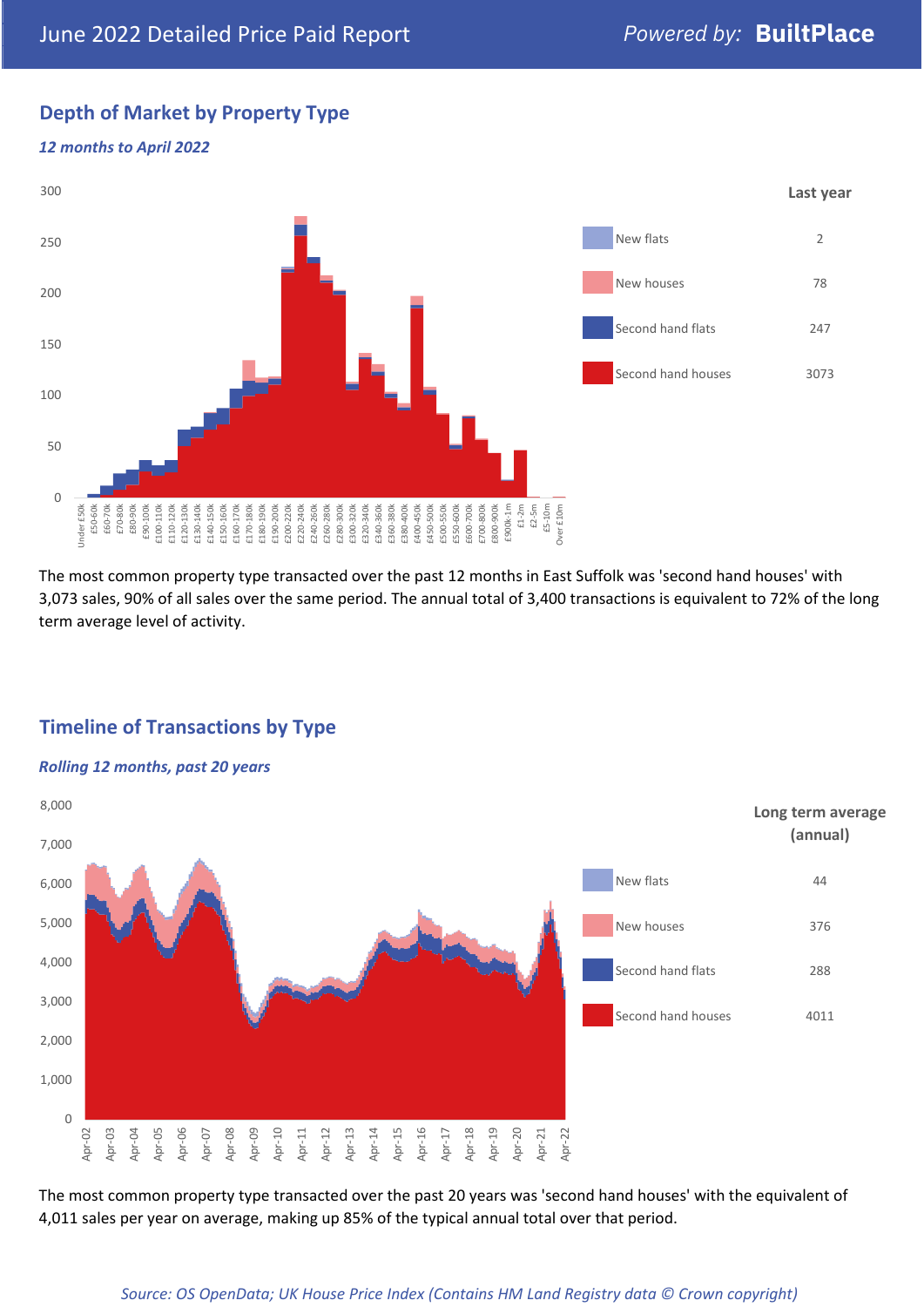June 2022 Detailed Price Paid Report

Powered by: **BuiltPlace**

## Depth of Market by Property Type

*12 months to April 2022*

300
250
200
150
100
50
0

Under £50k, £50-60k, £60-70k, £70-80k, £80-90k, £90-100k, £100-110k, £110-120k, £120-130k, £130-140k, £140-150k, £150-160k, £160-170k, £170-180k, £180-190k, £190-200k, £200-220k, £220-240k, £240-260k, £260-280k, £280-300k, £300-320k, £320-340k, £340-360k, £360-380k, £380-400k, £400-450k, £450-500k, £500-550k, £550-600k, £600-700k, £700-800k, £800-900k, £900k-1m, £1-2m, £2-5m, £5-10m, Over £10m

Last year

New flats 2
New houses 78
Second hand flats 247
Second hand houses 3073

The most common property type transacted over the past 12 months in East Suffolk was 'second hand houses' with 3,073 sales, 90% of all sales over the same period. The annual total of 3,400 transactions is equivalent to 72% of the long term average level of activity.

## Timeline of Transactions by Type

*Rolling 12 months, past 20 years*

8,000
7,000
6,000
5,000
4,000
3,000
2,000
1,000
0

Apr-02, Apr-03, Apr-04, Apr-05, Apr-06, Apr-07, Apr-08, Apr-09, Apr-10, Apr-11, Apr-12, Apr-13, Apr-14, Apr-15, Apr-16, Apr-17, Apr-18, Apr-19, Apr-20, Apr-21, Apr-22

Long term average (annual)

New flats 44
New houses 376
Second hand flats 288
Second hand houses 4011

The most common property type transacted over the past 20 years was 'second hand houses' with the equivalent of 4,011 sales per year on average, making up 85% of the typical annual total over that period.

*Source: OS OpenData; UK House Price Index (Contains HM Land Registry data © Crown copyright)*